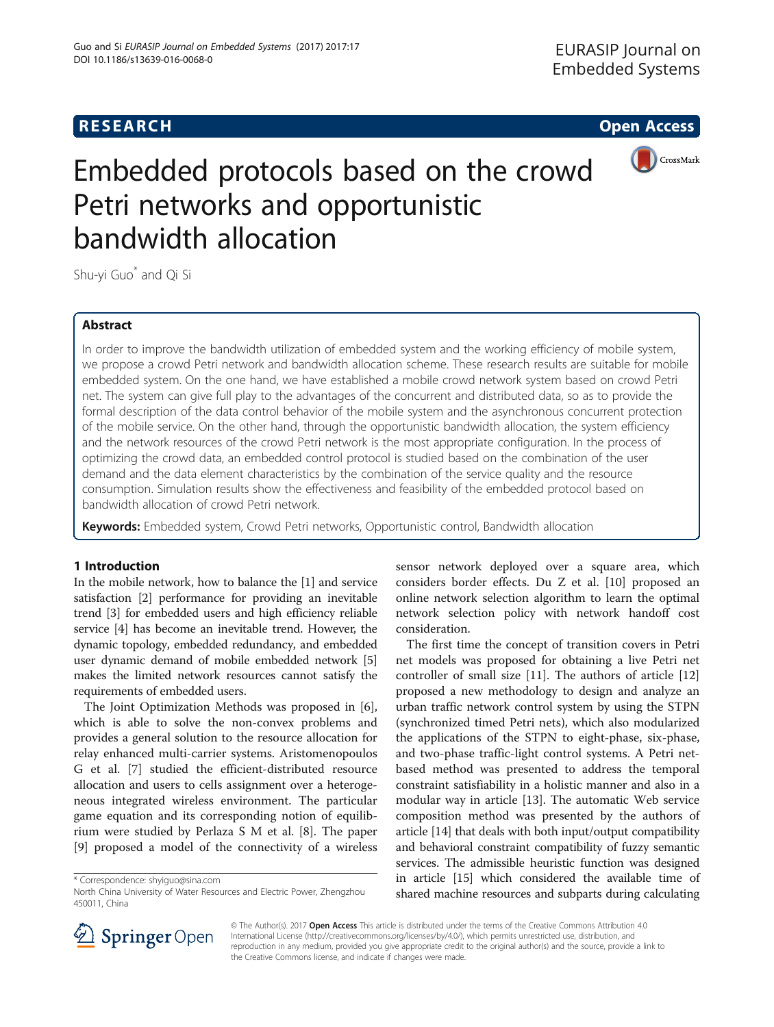**RESEARCH** **Open Access**

# Embedded protocols based on the crowd Petri networks and opportunistic bandwidth allocation

Shu-yi Guo* and Qi Si

## Abstract

In order to improve the bandwidth utilization of embedded system and the working efficiency of mobile system, we propose a crowd Petri network and bandwidth allocation scheme. These research results are suitable for mobile embedded system. On the one hand, we have established a mobile crowd network system based on crowd Petri net. The system can give full play to the advantages of the concurrent and distributed data, so as to provide the formal description of the data control behavior of the mobile system and the asynchronous concurrent protection of the mobile service. On the other hand, through the opportunistic bandwidth allocation, the system efficiency and the network resources of the crowd Petri network is the most appropriate configuration. In the process of optimizing the crowd data, an embedded control protocol is studied based on the combination of the user demand and the data element characteristics by the combination of the service quality and the resource consumption. Simulation results show the effectiveness and feasibility of the embedded protocol based on bandwidth allocation of crowd Petri network.

**Keywords:** Embedded system, Crowd Petri networks, Opportunistic control, Bandwidth allocation

## 1 Introduction

In the mobile network, how to balance the [1] and service satisfaction [2] performance for providing an inevitable trend [3] for embedded users and high efficiency reliable service [4] has become an inevitable trend. However, the dynamic topology, embedded redundancy, and embedded user dynamic demand of mobile embedded network [5] makes the limited network resources cannot satisfy the requirements of embedded users.

The Joint Optimization Methods was proposed in [6], which is able to solve the non-convex problems and provides a general solution to the resource allocation for relay enhanced multi-carrier systems. Aristomenopoulos G et al. [7] studied the efficient-distributed resource allocation and users to cells assignment over a heterogeneous integrated wireless environment. The particular game equation and its corresponding notion of equilibrium were studied by Perlaza S M et al. [8]. The paper [9] proposed a model of the connectivity of a wireless sensor network deployed over a square area, which considers border effects. Du Z et al. [10] proposed an online network selection algorithm to learn the optimal network selection policy with network handoff cost consideration.

The first time the concept of transition covers in Petri net models was proposed for obtaining a live Petri net controller of small size [11]. The authors of article [12] proposed a new methodology to design and analyze an urban traffic network control system by using the STPN (synchronized timed Petri nets), which also modularized the applications of the STPN to eight-phase, six-phase, and two-phase traffic-light control systems. A Petri net-based method was presented to address the temporal constraint satisfiability in a holistic manner and also in a modular way in article [13]. The automatic Web service composition method was presented by the authors of article [14] that deals with both input/output compatibility and behavioral constraint compatibility of fuzzy semantic services. The admissible heuristic function was designed in article [15] which considered the available time of shared machine resources and subparts during calculating

\* Correspondence: shyiguo@sina.com
North China University of Water Resources and Electric Power, Zhengzhou 450011, China

© The Author(s). 2017 **Open Access** This article is distributed under the terms of the Creative Commons Attribution 4.0 International License (http://creativecommons.org/licenses/by/4.0/), which permits unrestricted use, distribution, and reproduction in any medium, provided you give appropriate credit to the original author(s) and the source, provide a link to the Creative Commons license, and indicate if changes were made.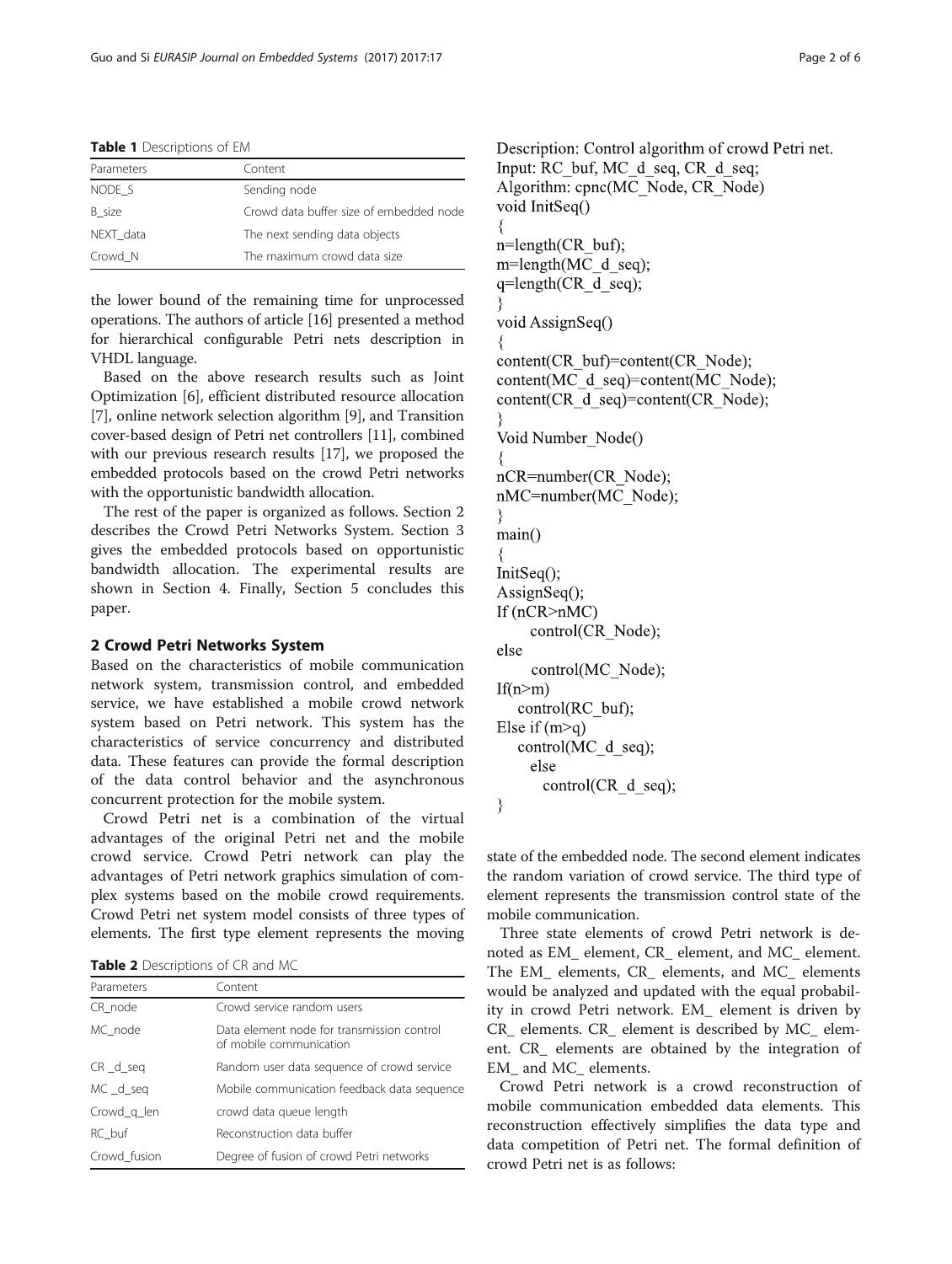**Table 1** Descriptions of EM

| Parameters | Content |
| --- | --- |
| NODE_S | Sending node |
| B_size | Crowd data buffer size of embedded node |
| NEXT_data | The next sending data objects |
| Crowd_N | The maximum crowd data size |

the lower bound of the remaining time for unprocessed operations. The authors of article [16] presented a method for hierarchical configurable Petri nets description in VHDL language.

Based on the above research results such as Joint Optimization [6], efficient distributed resource allocation [7], online network selection algorithm [9], and Transition cover-based design of Petri net controllers [11], combined with our previous research results [17], we proposed the embedded protocols based on the crowd Petri networks with the opportunistic bandwidth allocation.

The rest of the paper is organized as follows. Section 2 describes the Crowd Petri Networks System. Section 3 gives the embedded protocols based on opportunistic bandwidth allocation. The experimental results are shown in Section 4. Finally, Section 5 concludes this paper.

## 2 Crowd Petri Networks System

Based on the characteristics of mobile communication network system, transmission control, and embedded service, we have established a mobile crowd network system based on Petri network. This system has the characteristics of service concurrency and distributed data. These features can provide the formal description of the data control behavior and the asynchronous concurrent protection for the mobile system.

Crowd Petri net is a combination of the virtual advantages of the original Petri net and the mobile crowd service. Crowd Petri network can play the advantages of Petri network graphics simulation of complex systems based on the mobile crowd requirements. Crowd Petri net system model consists of three types of elements. The first type element represents the moving

**Table 2** Descriptions of CR and MC

| Parameters | Content |
| --- | --- |
| CR_node | Crowd service random users |
| MC_node | Data element node for transmission control of mobile communication |
| CR _d_seq | Random user data sequence of crowd service |
| MC _d_seq | Mobile communication feedback data sequence |
| Crowd_q_len | crowd data queue length |
| RC_buf | Reconstruction data buffer |
| Crowd_fusion | Degree of fusion of crowd Petri networks |

```
Description: Control algorithm of crowd Petri net.
Input: RC_buf, MC_d_seq, CR_d_seq;
Algorithm: cpnc(MC_Node, CR_Node)
void InitSeq()
{
n=length(CR_buf);
m=length(MC_d_seq);
q=length(CR_d_seq);
}
void AssignSeq()
{
content(CR_buf)=content(CR_Node);
content(MC_d_seq)=content(MC_Node);
content(CR_d_seq)=content(CR_Node);
}
Void Number_Node()
{
nCR=number(CR_Node);
nMC=number(MC_Node);
}
main()
{
InitSeq();
AssignSeq();
If (nCR>nMC)
      control(CR_Node);
else
      control(MC_Node);
If(n>m)
    control(RC_buf);
Else if (m>q)
    control(MC_d_seq);
      else
        control(CR_d_seq);
}
```

state of the embedded node. The second element indicates the random variation of crowd service. The third type of element represents the transmission control state of the mobile communication.

Three state elements of crowd Petri network is denoted as EM_ element, CR_ element, and MC_ element. The EM_ elements, CR_ elements, and MC_ elements would be analyzed and updated with the equal probability in crowd Petri network. EM_ element is driven by CR_ elements. CR_ element is described by MC_ element. CR_ elements are obtained by the integration of EM_ and MC_ elements.

Crowd Petri network is a crowd reconstruction of mobile communication embedded data elements. This reconstruction effectively simplifies the data type and data competition of Petri net. The formal definition of crowd Petri net is as follows: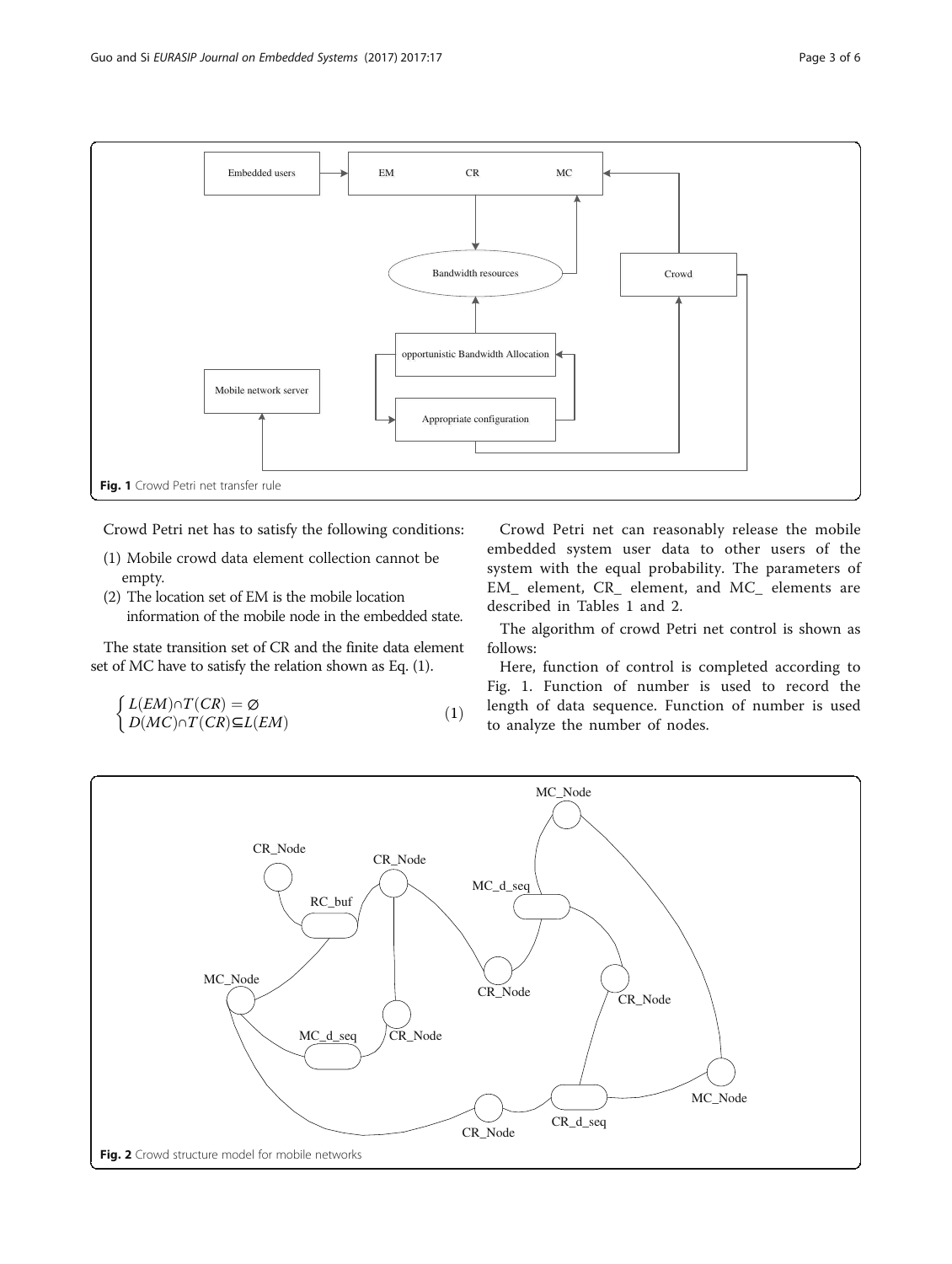Fig. 1 Crowd Petri net transfer rule

Crowd Petri net has to satisfy the following conditions:

(1) Mobile crowd data element collection cannot be empty.
(2) The location set of EM is the mobile location information of the mobile node in the embedded state.

The state transition set of CR and the finite data element set of MC have to satisfy the relation shown as Eq. (1).

$$\begin{cases} L(EM) \cap T(CR) = \varnothing \\ D(MC) \cap T(CR) \subseteq L(EM) \end{cases} \tag{1}$$

Crowd Petri net can reasonably release the mobile embedded system user data to other users of the system with the equal probability. The parameters of EM_ element, CR_ element, and MC_ elements are described in Tables 1 and 2.

The algorithm of crowd Petri net control is shown as follows:

Here, function of control is completed according to Fig. 1. Function of number is used to record the length of data sequence. Function of number is used to analyze the number of nodes.

Fig. 2 Crowd structure model for mobile networks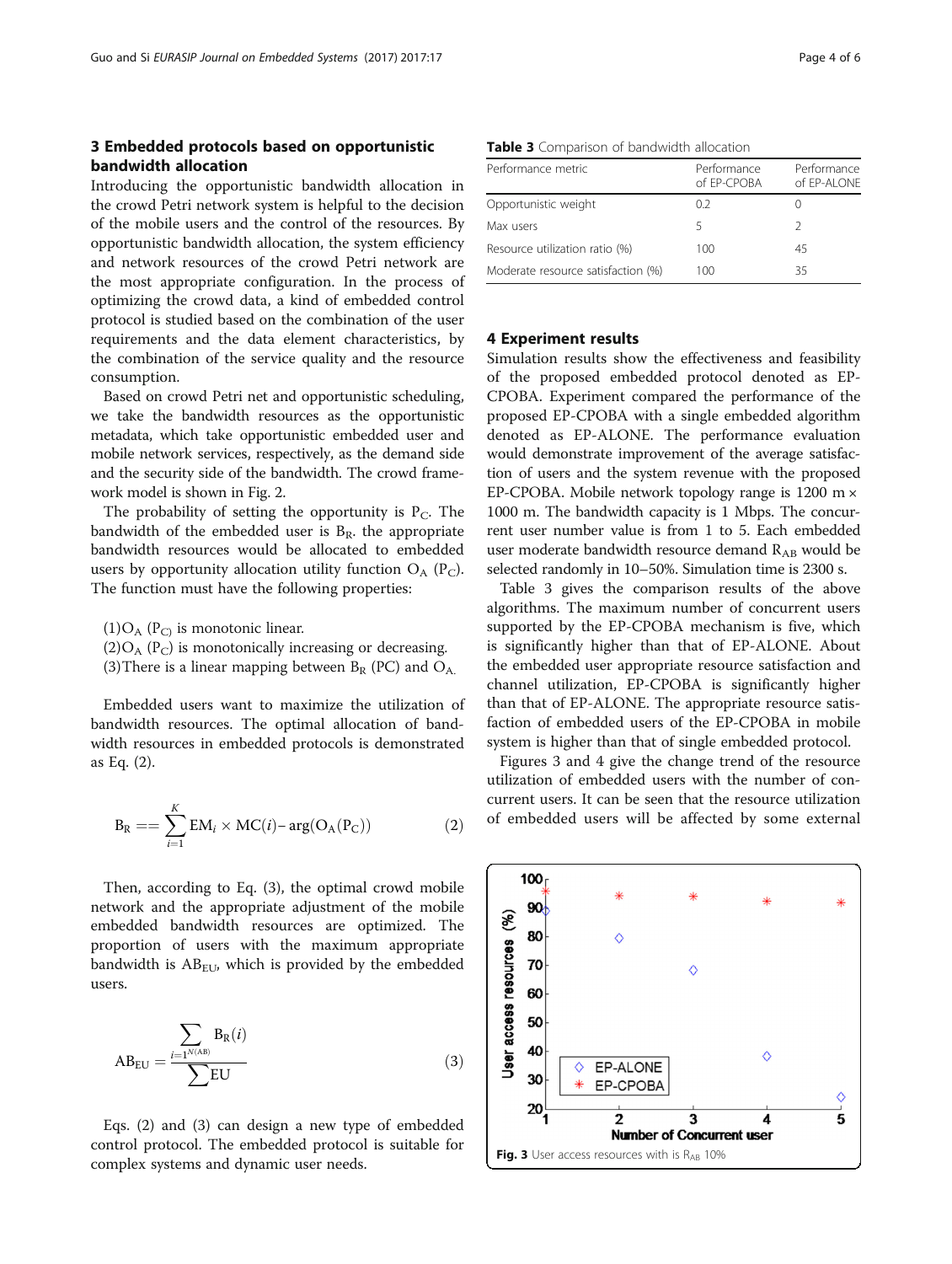## 3 Embedded protocols based on opportunistic bandwidth allocation

Introducing the opportunistic bandwidth allocation in the crowd Petri network system is helpful to the decision of the mobile users and the control of the resources. By opportunistic bandwidth allocation, the system efficiency and network resources of the crowd Petri network are the most appropriate configuration. In the process of optimizing the crowd data, a kind of embedded control protocol is studied based on the combination of the user requirements and the data element characteristics, by the combination of the service quality and the resource consumption.

Based on crowd Petri net and opportunistic scheduling, we take the bandwidth resources as the opportunistic metadata, which take opportunistic embedded user and mobile network services, respectively, as the demand side and the security side of the bandwidth. The crowd framework model is shown in Fig. 2.

The probability of setting the opportunity is $P_C$. The bandwidth of the embedded user is $B_R$. the appropriate bandwidth resources would be allocated to embedded users by opportunity allocation utility function $O_A$ ($P_C$). The function must have the following properties:

(1)$O_A$ ($P_C$) is monotonic linear.
(2)$O_A$ ($P_C$) is monotonically increasing or decreasing.
(3)There is a linear mapping between $B_R$ (PC) and $O_A$.

Embedded users want to maximize the utilization of bandwidth resources. The optimal allocation of bandwidth resources in embedded protocols is demonstrated as Eq. (2).

$$B_R == \sum_{i=1}^{K} EM_i \times MC(i) - \arg(O_A(P_C)) \tag{2}$$

Then, according to Eq. (3), the optimal crowd mobile network and the appropriate adjustment of the mobile embedded bandwidth resources are optimized. The proportion of users with the maximum appropriate bandwidth is $AB_{EU}$, which is provided by the embedded users.

$$AB_{EU} = \frac{\sum_{i=1^{N(AB)}} B_R(i)}{\sum EU} \tag{3}$$

Eqs. (2) and (3) can design a new type of embedded control protocol. The embedded protocol is suitable for complex systems and dynamic user needs.

**Table 3** Comparison of bandwidth allocation

| Performance metric | Performance of EP-CPOBA | Performance of EP-ALONE |
|---|---|---|
| Opportunistic weight | 0.2 | 0 |
| Max users | 5 | 2 |
| Resource utilization ratio (%) | 100 | 45 |
| Moderate resource satisfaction (%) | 100 | 35 |

## 4 Experiment results

Simulation results show the effectiveness and feasibility of the proposed embedded protocol denoted as EP-CPOBA. Experiment compared the performance of the proposed EP-CPOBA with a single embedded algorithm denoted as EP-ALONE. The performance evaluation would demonstrate improvement of the average satisfaction of users and the system revenue with the proposed EP-CPOBA. Mobile network topology range is 1200 m × 1000 m. The bandwidth capacity is 1 Mbps. The concurrent user number value is from 1 to 5. Each embedded user moderate bandwidth resource demand $R_{AB}$ would be selected randomly in 10–50%. Simulation time is 2300 s.

Table 3 gives the comparison results of the above algorithms. The maximum number of concurrent users supported by the EP-CPOBA mechanism is five, which is significantly higher than that of EP-ALONE. About the embedded user appropriate resource satisfaction and channel utilization, EP-CPOBA is significantly higher than that of EP-ALONE. The appropriate resource satisfaction of embedded users of the EP-CPOBA in mobile system is higher than that of single embedded protocol.

Figures 3 and 4 give the change trend of the resource utilization of embedded users with the number of concurrent users. It can be seen that the resource utilization of embedded users will be affected by some external

**Fig. 3** User access resources with is $R_{AB}$ 10%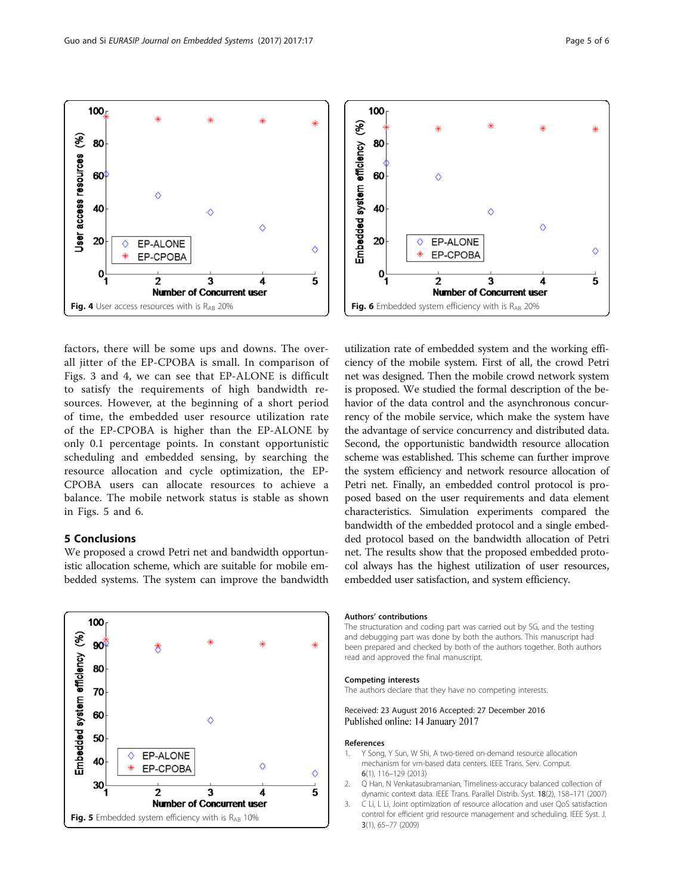100
80
60
40
20
0
User access resources (%)
1
2
3
4
5
Number of Concurrent user
EP-ALONE
EP-CPOBA

**Fig. 4** User access resources with is $R_{AB}$ 20%

100
80
60
40
20
0
Embedded system efficiency (%)
1
2
3
4
5
Number of Concurrent user
EP-ALONE
EP-CPOBA

**Fig. 6** Embedded system efficiency with is $R_{AB}$ 20%

factors, there will be some ups and downs. The overall jitter of the EP-CPOBA is small. In comparison of Figs. 3 and 4, we can see that EP-ALONE is difficult to satisfy the requirements of high bandwidth resources. However, at the beginning of a short period of time, the embedded user resource utilization rate of the EP-CPOBA is higher than the EP-ALONE by only 0.1 percentage points. In constant opportunistic scheduling and embedded sensing, by searching the resource allocation and cycle optimization, the EP-CPOBA users can allocate resources to achieve a balance. The mobile network status is stable as shown in Figs. 5 and 6.

## 5 Conclusions

We proposed a crowd Petri net and bandwidth opportunistic allocation scheme, which are suitable for mobile embedded systems. The system can improve the bandwidth utilization rate of embedded system and the working efficiency of the mobile system. First of all, the crowd Petri net was designed. Then the mobile crowd network system is proposed. We studied the formal description of the behavior of the data control and the asynchronous concurrency of the mobile service, which make the system have the advantage of service concurrency and distributed data. Second, the opportunistic bandwidth resource allocation scheme was established. This scheme can further improve the system efficiency and network resource allocation of Petri net. Finally, an embedded control protocol is proposed based on the user requirements and data element characteristics. Simulation experiments compared the bandwidth of the embedded protocol and a single embedded protocol based on the bandwidth allocation of Petri net. The results show that the proposed embedded protocol always has the highest utilization of user resources, embedded user satisfaction, and system efficiency.

100
90
80
70
60
50
40
30
Embedded system efficiency (%)
1
2
3
4
5
Number of Concurrent user
EP-ALONE
EP-CPOBA

**Fig. 5** Embedded system efficiency with is $R_{AB}$ 10%

### Authors' contributions

The structuration and coding part was carried out by SG, and the testing and debugging part was done by both the authors. This manuscript had been prepared and checked by both of the authors together. Both authors read and approved the final manuscript.

### Competing interests

The authors declare that they have no competing interests.

Received: 23 August 2016 Accepted: 27 December 2016
Published online: 14 January 2017

### References

1. Y Song, Y Sun, W Shi, A two-tiered on-demand resource allocation mechanism for vm-based data centers. IEEE Trans. Serv. Comput. **6**(1), 116–129 (2013)
2. Q Han, N Venkatasubramanian, Timeliness-accuracy balanced collection of dynamic context data. IEEE Trans. Parallel Distrib. Syst. **18**(2), 158–171 (2007)
3. C Li, L Li, Joint optimization of resource allocation and user QoS satisfaction control for efficient grid resource management and scheduling. IEEE Syst. J. **3**(1), 65–77 (2009)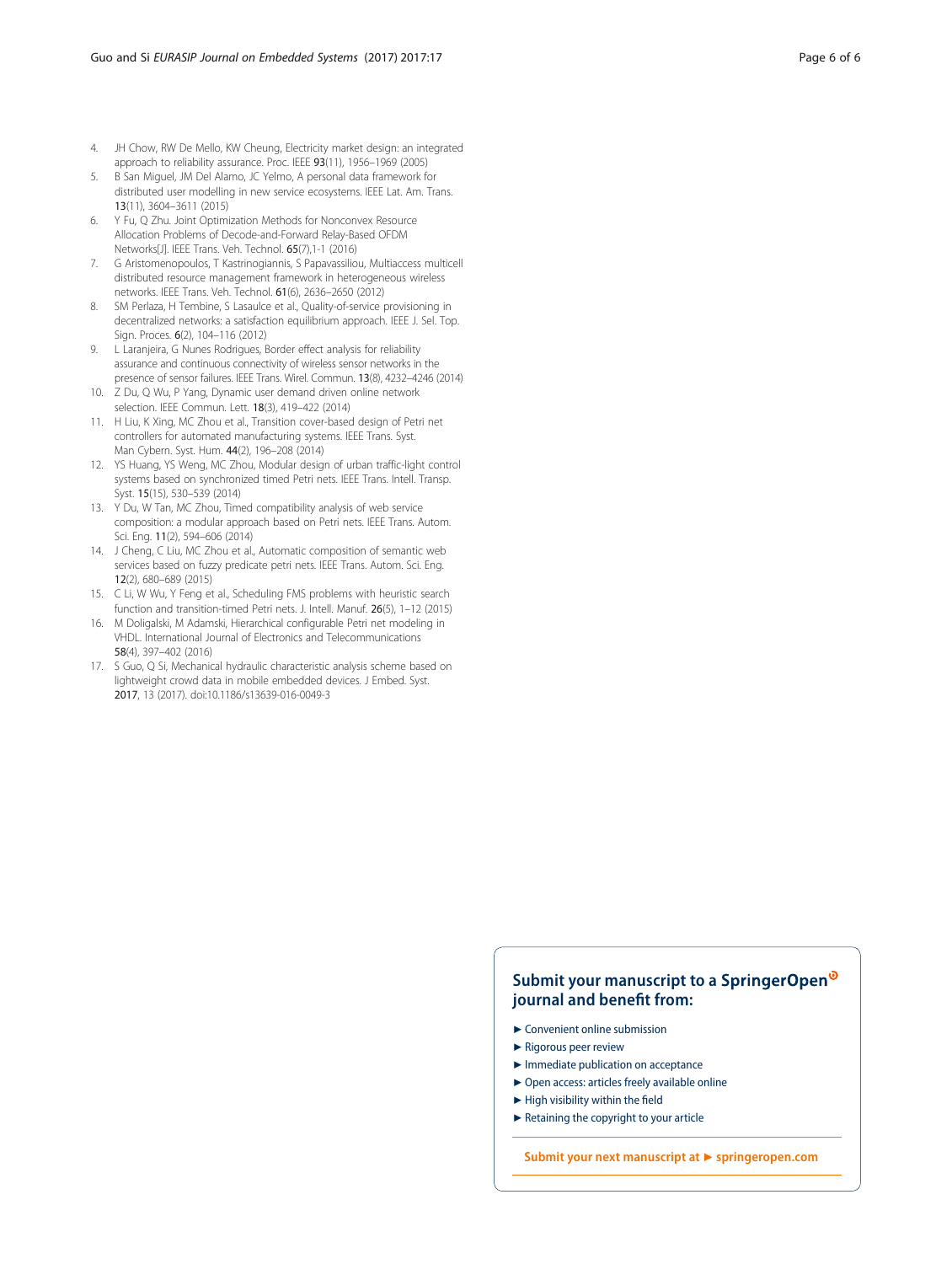4. JH Chow, RW De Mello, KW Cheung, Electricity market design: an integrated approach to reliability assurance. Proc. IEEE **93**(11), 1956–1969 (2005)
5. B San Miguel, JM Del Alamo, JC Yelmo, A personal data framework for distributed user modelling in new service ecosystems. IEEE Lat. Am. Trans. **13**(11), 3604–3611 (2015)
6. Y Fu, Q Zhu. Joint Optimization Methods for Nonconvex Resource Allocation Problems of Decode-and-Forward Relay-Based OFDM Networks[J]. IEEE Trans. Veh. Technol. **65**(7),1-1 (2016)
7. G Aristomenopoulos, T Kastrinogiannis, S Papavassiliou, Multiaccess multicell distributed resource management framework in heterogeneous wireless networks. IEEE Trans. Veh. Technol. **61**(6), 2636–2650 (2012)
8. SM Perlaza, H Tembine, S Lasaulce et al., Quality-of-service provisioning in decentralized networks: a satisfaction equilibrium approach. IEEE J. Sel. Top. Sign. Proces. **6**(2), 104–116 (2012)
9. L Laranjeira, G Nunes Rodrigues, Border effect analysis for reliability assurance and continuous connectivity of wireless sensor networks in the presence of sensor failures. IEEE Trans. Wirel. Commun. **13**(8), 4232–4246 (2014)
10. Z Du, Q Wu, P Yang, Dynamic user demand driven online network selection. IEEE Commun. Lett. **18**(3), 419–422 (2014)
11. H Liu, K Xing, MC Zhou et al., Transition cover-based design of Petri net controllers for automated manufacturing systems. IEEE Trans. Syst. Man Cybern. Syst. Hum. **44**(2), 196–208 (2014)
12. YS Huang, YS Weng, MC Zhou, Modular design of urban traffic-light control systems based on synchronized timed Petri nets. IEEE Trans. Intell. Transp. Syst. **15**(15), 530–539 (2014)
13. Y Du, W Tan, MC Zhou, Timed compatibility analysis of web service composition: a modular approach based on Petri nets. IEEE Trans. Autom. Sci. Eng. **11**(2), 594–606 (2014)
14. J Cheng, C Liu, MC Zhou et al., Automatic composition of semantic web services based on fuzzy predicate petri nets. IEEE Trans. Autom. Sci. Eng. **12**(2), 680–689 (2015)
15. C Li, W Wu, Y Feng et al., Scheduling FMS problems with heuristic search function and transition-timed Petri nets. J. Intell. Manuf. **26**(5), 1–12 (2015)
16. M Doligalski, M Adamski, Hierarchical configurable Petri net modeling in VHDL. International Journal of Electronics and Telecommunications **58**(4), 397–402 (2016)
17. S Guo, Q Si, Mechanical hydraulic characteristic analysis scheme based on lightweight crowd data in mobile embedded devices. J Embed. Syst. **2017**, 13 (2017). doi:10.1186/s13639-016-0049-3

**Submit your manuscript to a SpringerOpen journal and benefit from:**

- ► Convenient online submission
- ► Rigorous peer review
- ► Immediate publication on acceptance
- ► Open access: articles freely available online
- ► High visibility within the field
- ► Retaining the copyright to your article

**Submit your next manuscript at ► springeropen.com**